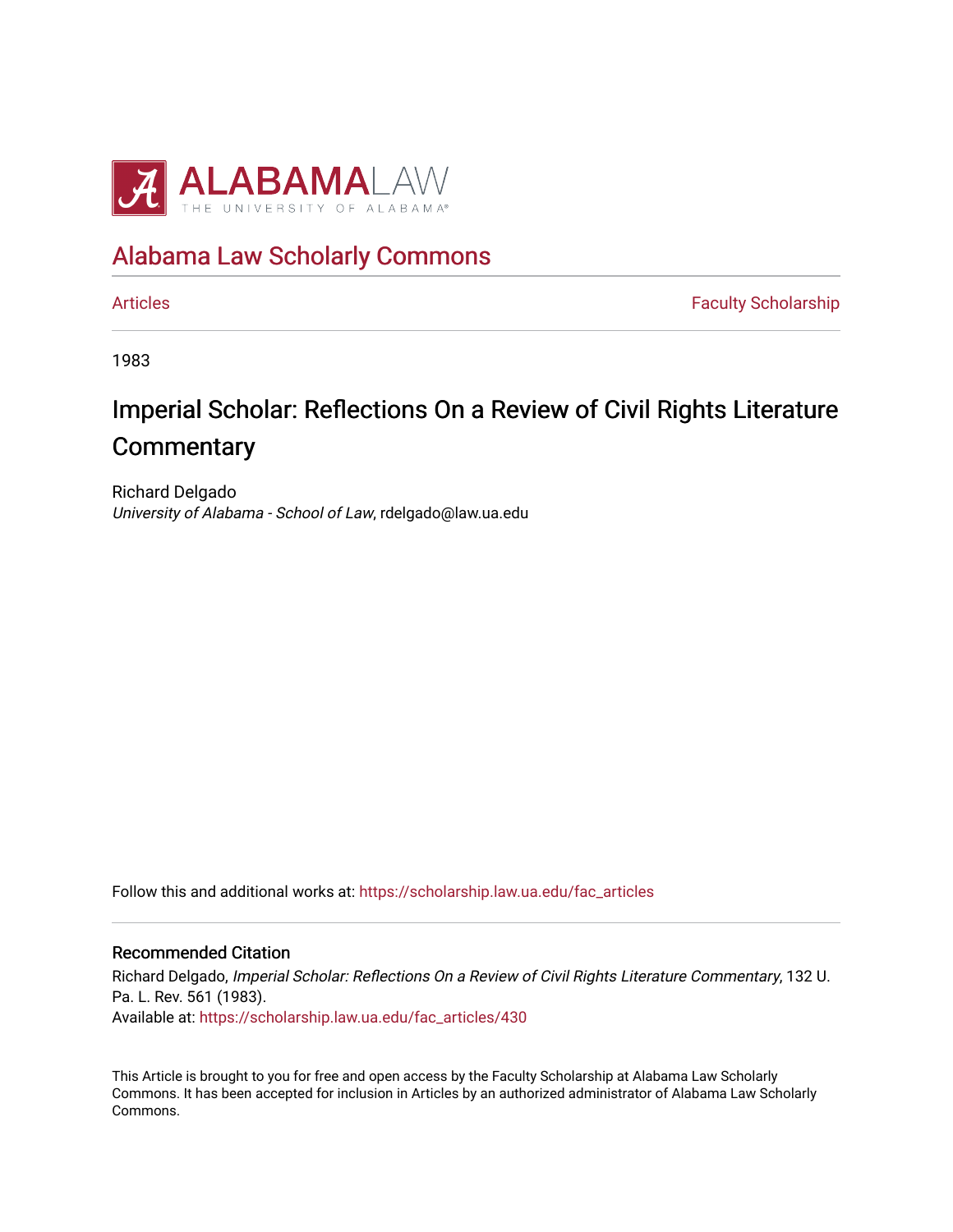ALABAMA LAW
THE UNIVERSITY OF ALABAMA®

## Alabama Law Scholarly Commons

Articles | Faculty Scholarship

1983

# Imperial Scholar: Reflections On a Review of Civil Rights Literature Commentary

Richard Delgado
*University of Alabama - School of Law*, rdelgado@law.ua.edu

Follow this and additional works at: https://scholarship.law.ua.edu/fac_articles

### Recommended Citation

Richard Delgado, *Imperial Scholar: Reflections On a Review of Civil Rights Literature Commentary*, 132 U. Pa. L. Rev. 561 (1983).
Available at: https://scholarship.law.ua.edu/fac_articles/430

This Article is brought to you for free and open access by the Faculty Scholarship at Alabama Law Scholarly Commons. It has been accepted for inclusion in Articles by an authorized administrator of Alabama Law Scholarly Commons.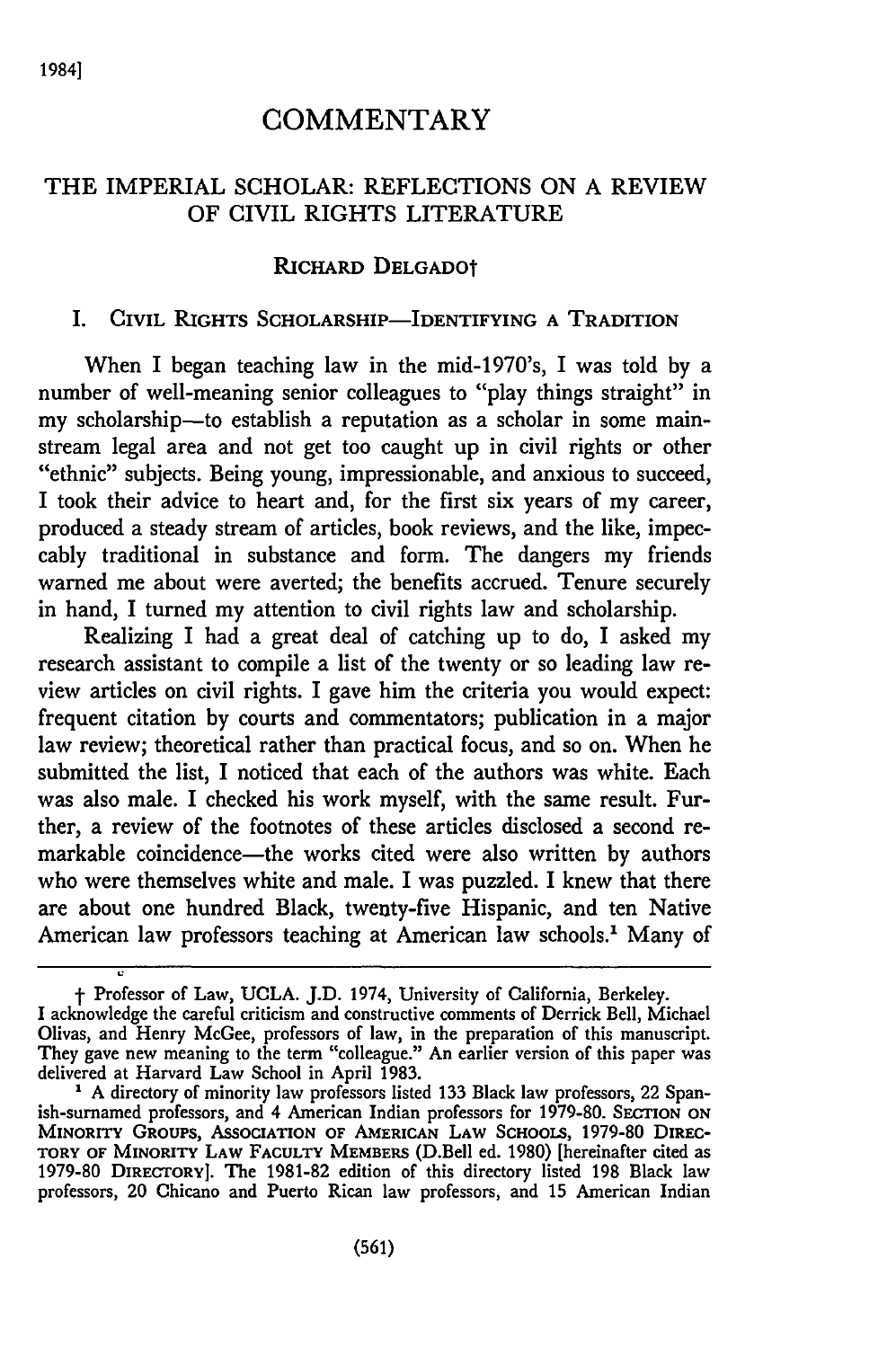# COMMENTARY

## THE IMPERIAL SCHOLAR: REFLECTIONS ON A REVIEW OF CIVIL RIGHTS LITERATURE

RICHARD DELGADO†

### I. CIVIL RIGHTS SCHOLARSHIP—IDENTIFYING A TRADITION

When I began teaching law in the mid-1970's, I was told by a number of well-meaning senior colleagues to "play things straight" in my scholarship—to establish a reputation as a scholar in some mainstream legal area and not get too caught up in civil rights or other "ethnic" subjects. Being young, impressionable, and anxious to succeed, I took their advice to heart and, for the first six years of my career, produced a steady stream of articles, book reviews, and the like, impeccably traditional in substance and form. The dangers my friends warned me about were averted; the benefits accrued. Tenure securely in hand, I turned my attention to civil rights law and scholarship.

Realizing I had a great deal of catching up to do, I asked my research assistant to compile a list of the twenty or so leading law review articles on civil rights. I gave him the criteria you would expect: frequent citation by courts and commentators; publication in a major law review; theoretical rather than practical focus, and so on. When he submitted the list, I noticed that each of the authors was white. Each was also male. I checked his work myself, with the same result. Further, a review of the footnotes of these articles disclosed a second remarkable coincidence—the works cited were also written by authors who were themselves white and male. I was puzzled. I knew that there are about one hundred Black, twenty-five Hispanic, and ten Native American law professors teaching at American law schools.[1] Many of

---

† Professor of Law, UCLA. J.D. 1974, University of California, Berkeley. I acknowledge the careful criticism and constructive comments of Derrick Bell, Michael Olivas, and Henry McGee, professors of law, in the preparation of this manuscript. They gave new meaning to the term "colleague." An earlier version of this paper was delivered at Harvard Law School in April 1983.

[1] A directory of minority law professors listed 133 Black law professors, 22 Spanish-surnamed professors, and 4 American Indian professors for 1979-80. SECTION ON MINORITY GROUPS, ASSOCIATION OF AMERICAN LAW SCHOOLS, 1979-80 DIRECTORY OF MINORITY LAW FACULTY MEMBERS (D.Bell ed. 1980) [hereinafter cited as 1979-80 DIRECTORY]. The 1981-82 edition of this directory listed 198 Black law professors, 20 Chicano and Puerto Rican law professors, and 15 American Indian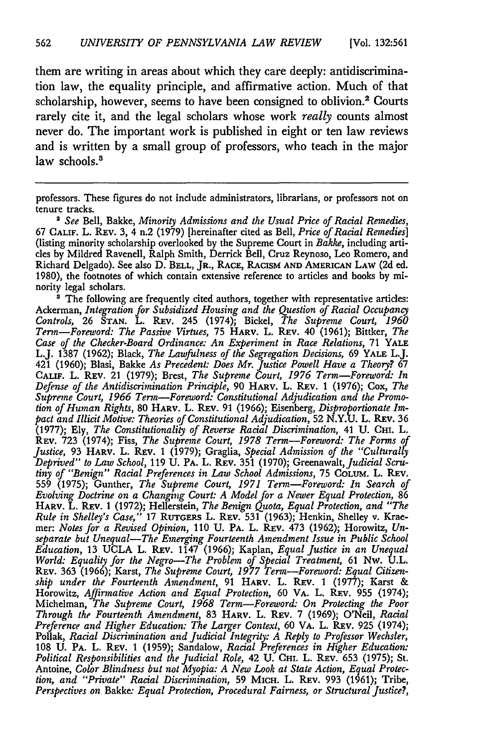them are writing in areas about which they care deeply: antidiscrimination law, the equality principle, and affirmative action. Much of that scholarship, however, seems to have been consigned to oblivion.[2] Courts rarely cite it, and the legal scholars whose work *really* counts almost never do. The important work is published in eight or ten law reviews and is written by a small group of professors, who teach in the major law schools.[3]

---

professors. These figures do not include administrators, librarians, or professors not on tenure tracks.

[2] *See* Bell, Bakke, *Minority Admissions and the Usual Price of Racial Remedies*, 67 CALIF. L. REV. 3, 4 n.2 (1979) [hereinafter cited as Bell, *Price of Racial Remedies*] (listing minority scholarship overlooked by the Supreme Court in *Bakke*, including articles by Mildred Ravenell, Ralph Smith, Derrick Bell, Cruz Reynoso, Leo Romero, and Richard Delgado). See also D. BELL, JR., RACE, RACISM AND AMERICAN LAW (2d ed. 1980), the footnotes of which contain extensive reference to articles and books by minority legal scholars.

[3] The following are frequently cited authors, together with representative articles: Ackerman, *Integration for Subsidized Housing and the Question of Racial Occupancy Controls*, 26 STAN. L. REV. 245 (1974); Bickel, *The Supreme Court, 1960 Term—Foreword: The Passive Virtues*, 75 HARV. L. REV. 40 (1961); Bittker, *The Case of the Checker-Board Ordinance: An Experiment in Race Relations*, 71 YALE L.J. 1387 (1962); Black, *The Lawfulness of the Segregation Decisions*, 69 YALE L.J. 421 (1960); Blasi, Bakke *As Precedent: Does Mr. Justice Powell Have a Theory?* 67 CALIF. L. REV. 21 (1979); Brest, *The Supreme Court, 1976 Term—Foreword: In Defense of the Antidiscrimination Principle*, 90 HARV. L. REV. 1 (1976); Cox, *The Supreme Court, 1966 Term—Foreword: Constitutional Adjudication and the Promotion of Human Rights*, 80 HARV. L. REV. 91 (1966); Eisenberg, *Disproportionate Impact and Illicit Motive: Theories of Constitutional Adjudication*, 52 N.Y.U. L. REV. 36 (1977); Ely, *The Constitutionality of Reverse Racial Discrimination*, 41 U. CHI. L. REV. 723 (1974); Fiss, *The Supreme Court, 1978 Term—Foreword: The Forms of Justice*, 93 HARV. L. REV. 1 (1979); Graglia, *Special Admission of the "Culturally Deprived" to Law School*, 119 U. PA. L. REV. 351 (1970); Greenawalt, *Judicial Scrutiny of "Benign" Racial Preferences in Law School Admissions*, 75 COLUM. L. REV. 559 (1975); Gunther, *The Supreme Court, 1971 Term—Foreword: In Search of Evolving Doctrine on a Changing Court: A Model for a Newer Equal Protection*, 86 HARV. L. REV. 1 (1972); Hellerstein, *The Benign Quota, Equal Protection, and "The Rule in Shelley's Case,"* 17 RUTGERS L. REV. 531 (1963); Henkin, Shelley v. Kraemer: *Notes for a Revised Opinion*, 110 U. PA. L. REV. 473 (1962); Horowitz, *Unseparate but Unequal—The Emerging Fourteenth Amendment Issue in Public School Education*, 13 UCLA L. REV. 1147 (1966); Kaplan, *Equal Justice in an Unequal World: Equality for the Negro—The Problem of Special Treatment*, 61 NW. U.L. REV. 363 (1966); Karst, *The Supreme Court, 1977 Term—Foreword: Equal Citizenship under the Fourteenth Amendment*, 91 HARV. L. REV. 1 (1977); Karst & Horowitz, *Affirmative Action and Equal Protection*, 60 VA. L. REV. 955 (1974); Michelman, *The Supreme Court, 1968 Term—Foreword: On Protecting the Poor Through the Fourteenth Amendment*, 83 HARV. L. REV. 7 (1969); O'Neil, *Racial Preference and Higher Education: The Larger Context*, 60 VA. L. REV. 925 (1974); Pollak, *Racial Discrimination and Judicial Integrity: A Reply to Professor Wechsler*, 108 U. PA. L. REV. 1 (1959); Sandalow, *Racial Preferences in Higher Education: Political Responsibilities and the Judicial Role*, 42 U. CHI. L. REV. 653 (1975); St. Antoine, *Color Blindness but not Myopia: A New Look at State Action, Equal Protection, and "Private" Racial Discrimination*, 59 MICH. L. REV. 993 (1961); Tribe, *Perspectives on* Bakke: *Equal Protection, Procedural Fairness, or Structural Justice?*,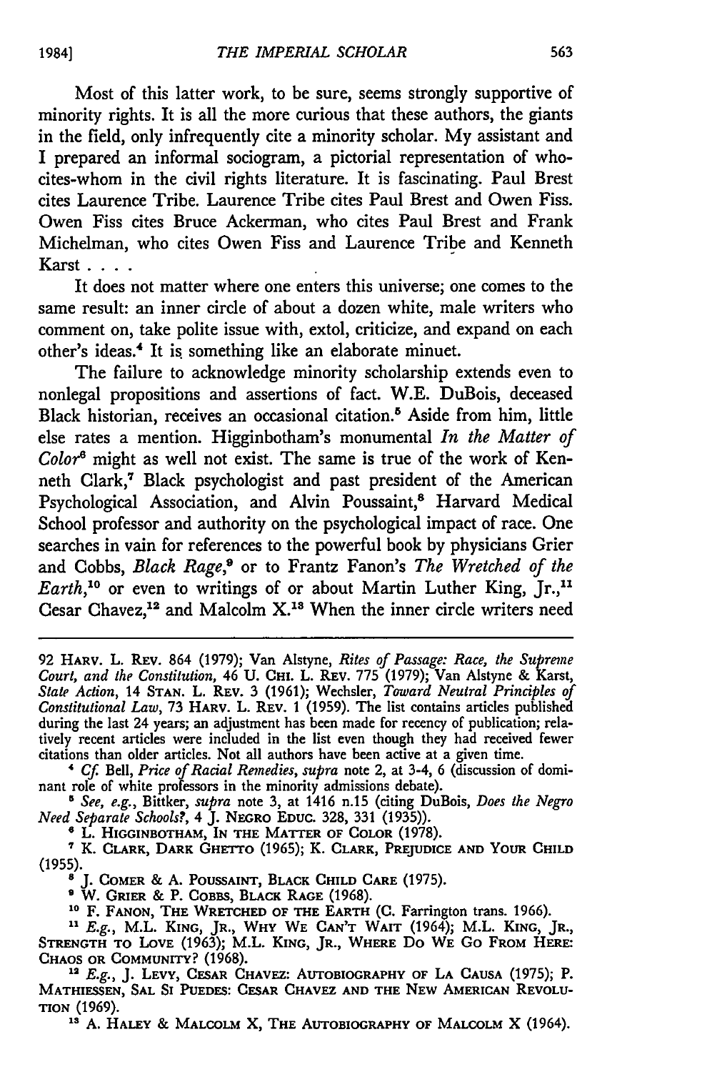Most of this latter work, to be sure, seems strongly supportive of minority rights. It is all the more curious that these authors, the giants in the field, only infrequently cite a minority scholar. My assistant and I prepared an informal sociogram, a pictorial representation of who-cites-whom in the civil rights literature. It is fascinating. Paul Brest cites Laurence Tribe. Laurence Tribe cites Paul Brest and Owen Fiss. Owen Fiss cites Bruce Ackerman, who cites Paul Brest and Frank Michelman, who cites Owen Fiss and Laurence Tribe and Kenneth Karst . . . .

It does not matter where one enters this universe; one comes to the same result: an inner circle of about a dozen white, male writers who comment on, take polite issue with, extol, criticize, and expand on each other's ideas.[4] It is something like an elaborate minuet.

The failure to acknowledge minority scholarship extends even to nonlegal propositions and assertions of fact. W.E. DuBois, deceased Black historian, receives an occasional citation.[5] Aside from him, little else rates a mention. Higginbotham's monumental *In the Matter of Color*[6] might as well not exist. The same is true of the work of Kenneth Clark,[7] Black psychologist and past president of the American Psychological Association, and Alvin Poussaint,[8] Harvard Medical School professor and authority on the psychological impact of race. One searches in vain for references to the powerful book by physicians Grier and Cobbs, *Black Rage*,[9] or to Frantz Fanon's *The Wretched of the Earth*,[10] or even to writings of or about Martin Luther King, Jr.,[11] Cesar Chavez,[12] and Malcolm X.[13] When the inner circle writers need

---

92 HARV. L. REV. 864 (1979); Van Alstyne, *Rites of Passage: Race, the Supreme Court, and the Constitution*, 46 U. CHI. L. REV. 775 (1979); Van Alstyne & Karst, *State Action*, 14 STAN. L. REV. 3 (1961); Wechsler, *Toward Neutral Principles of Constitutional Law*, 73 HARV. L. REV. 1 (1959). The list contains articles published during the last 24 years; an adjustment has been made for recency of publication; relatively recent articles were included in the list even though they had received fewer citations than older articles. Not all authors have been active at a given time.

[4] *Cf.* Bell, *Price of Racial Remedies*, *supra* note 2, at 3-4, 6 (discussion of dominant role of white professors in the minority admissions debate).

[5] *See, e.g.*, Bittker, *supra* note 3, at 1416 n.15 (citing DuBois, *Does the Negro Need Separate Schools?*, 4 J. NEGRO EDUC. 328, 331 (1935)).

[6] L. HIGGINBOTHAM, IN THE MATTER OF COLOR (1978).

[7] K. CLARK, DARK GHETTO (1965); K. CLARK, PREJUDICE AND YOUR CHILD (1955).

[8] J. COMER & A. POUSSAINT, BLACK CHILD CARE (1975).

[9] W. GRIER & P. COBBS, BLACK RAGE (1968).

[10] F. FANON, THE WRETCHED OF THE EARTH (C. Farrington trans. 1966).

[11] *E.g.*, M.L. KING, JR., WHY WE CAN'T WAIT (1964); M.L. KING, JR., STRENGTH TO LOVE (1963); M.L. KING, JR., WHERE DO WE GO FROM HERE: CHAOS OR COMMUNITY? (1968).

[12] *E.g.*, J. LEVY, CESAR CHAVEZ: AUTOBIOGRAPHY OF LA CAUSA (1975); P. MATHIESSEN, SAL SI PUEDES: CESAR CHAVEZ AND THE NEW AMERICAN REVOLUTION (1969).

[13] A. HALEY & MALCOLM X, THE AUTOBIOGRAPHY OF MALCOLM X (1964).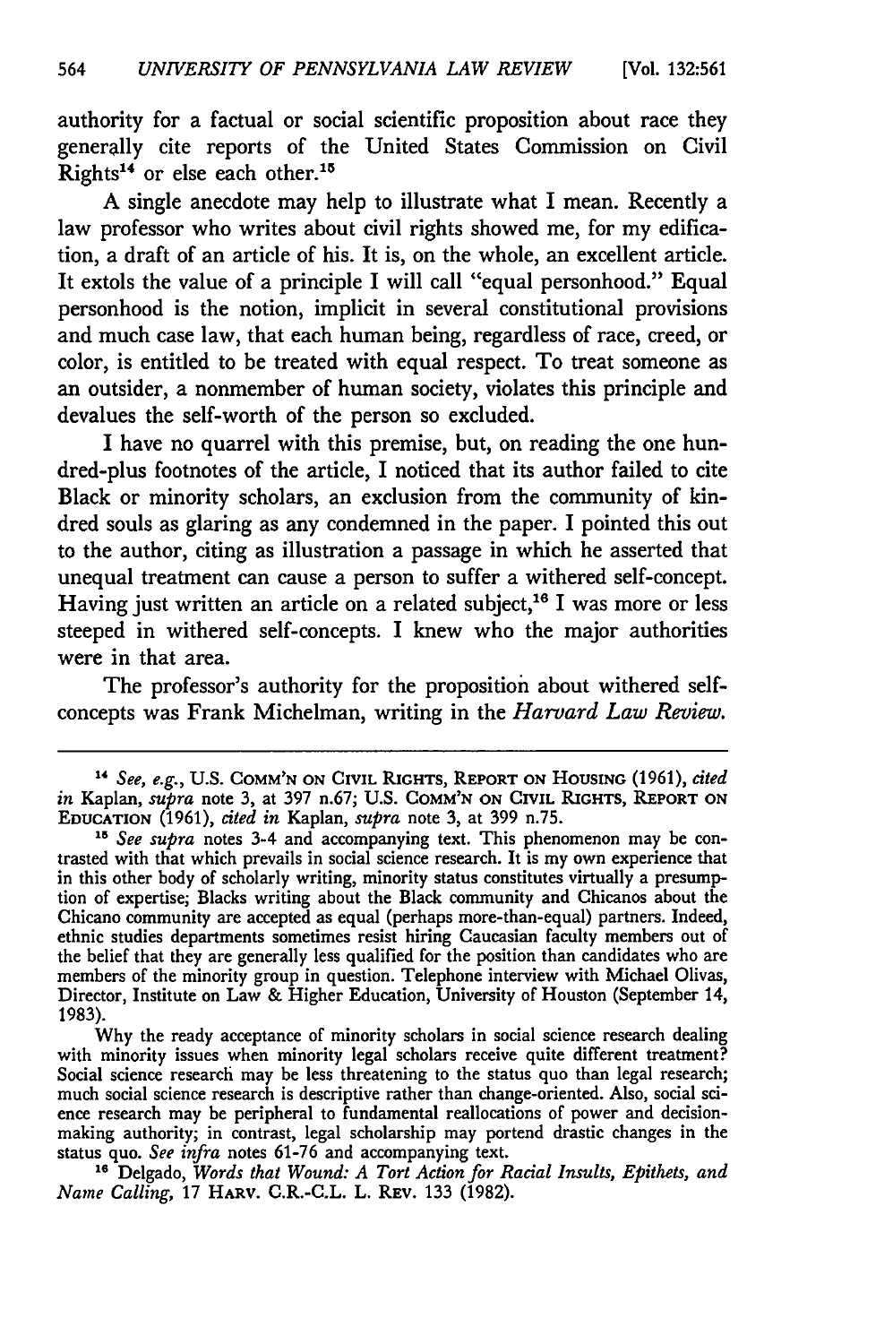authority for a factual or social scientific proposition about race they generally cite reports of the United States Commission on Civil Rights[14] or else each other.[15]

A single anecdote may help to illustrate what I mean. Recently a law professor who writes about civil rights showed me, for my edification, a draft of an article of his. It is, on the whole, an excellent article. It extols the value of a principle I will call "equal personhood." Equal personhood is the notion, implicit in several constitutional provisions and much case law, that each human being, regardless of race, creed, or color, is entitled to be treated with equal respect. To treat someone as an outsider, a nonmember of human society, violates this principle and devalues the self-worth of the person so excluded.

I have no quarrel with this premise, but, on reading the one hundred-plus footnotes of the article, I noticed that its author failed to cite Black or minority scholars, an exclusion from the community of kindred souls as glaring as any condemned in the paper. I pointed this out to the author, citing as illustration a passage in which he asserted that unequal treatment can cause a person to suffer a withered self-concept. Having just written an article on a related subject,[16] I was more or less steeped in withered self-concepts. I knew who the major authorities were in that area.

The professor's authority for the proposition about withered self-concepts was Frank Michelman, writing in the *Harvard Law Review*.

---

[14] *See, e.g.*, U.S. COMM'N ON CIVIL RIGHTS, REPORT ON HOUSING (1961), *cited in* Kaplan, *supra* note 3, at 397 n.67; U.S. COMM'N ON CIVIL RIGHTS, REPORT ON EDUCATION (1961), *cited in* Kaplan, *supra* note 3, at 399 n.75.

[15] *See supra* notes 3-4 and accompanying text. This phenomenon may be contrasted with that which prevails in social science research. It is my own experience that in this other body of scholarly writing, minority status constitutes virtually a presumption of expertise; Blacks writing about the Black community and Chicanos about the Chicano community are accepted as equal (perhaps more-than-equal) partners. Indeed, ethnic studies departments sometimes resist hiring Caucasian faculty members out of the belief that they are generally less qualified for the position than candidates who are members of the minority group in question. Telephone interview with Michael Olivas, Director, Institute on Law & Higher Education, University of Houston (September 14, 1983).

Why the ready acceptance of minority scholars in social science research dealing with minority issues when minority legal scholars receive quite different treatment? Social science research may be less threatening to the status quo than legal research; much social science research is descriptive rather than change-oriented. Also, social science research may be peripheral to fundamental reallocations of power and decision-making authority; in contrast, legal scholarship may portend drastic changes in the status quo. *See infra* notes 61-76 and accompanying text.

[16] Delgado, *Words that Wound: A Tort Action for Racial Insults, Epithets, and Name Calling*, 17 HARV. C.R.-C.L. L. REV. 133 (1982).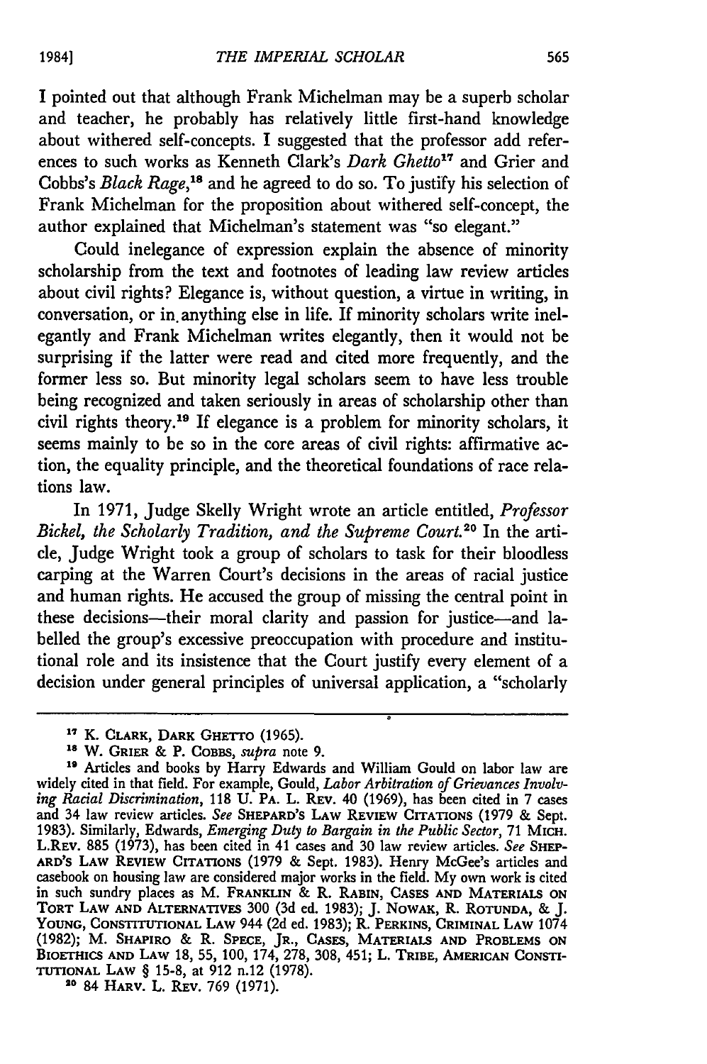I pointed out that although Frank Michelman may be a superb scholar and teacher, he probably has relatively little first-hand knowledge about withered self-concepts. I suggested that the professor add references to such works as Kenneth Clark's *Dark Ghetto*[17] and Grier and Cobbs's *Black Rage*,[18] and he agreed to do so. To justify his selection of Frank Michelman for the proposition about withered self-concept, the author explained that Michelman's statement was "so elegant."

Could inelegance of expression explain the absence of minority scholarship from the text and footnotes of leading law review articles about civil rights? Elegance is, without question, a virtue in writing, in conversation, or in anything else in life. If minority scholars write inelegantly and Frank Michelman writes elegantly, then it would not be surprising if the latter were read and cited more frequently, and the former less so. But minority legal scholars seem to have less trouble being recognized and taken seriously in areas of scholarship other than civil rights theory.[19] If elegance is a problem for minority scholars, it seems mainly to be so in the core areas of civil rights: affirmative action, the equality principle, and the theoretical foundations of race relations law.

In 1971, Judge Skelly Wright wrote an article entitled, *Professor Bickel, the Scholarly Tradition, and the Supreme Court.*[20] In the article, Judge Wright took a group of scholars to task for their bloodless carping at the Warren Court's decisions in the areas of racial justice and human rights. He accused the group of missing the central point in these decisions—their moral clarity and passion for justice—and labelled the group's excessive preoccupation with procedure and institutional role and its insistence that the Court justify every element of a decision under general principles of universal application, a "scholarly

---

[17] K. CLARK, DARK GHETTO (1965).

[18] W. GRIER & P. COBBS, *supra* note 9.

[19] Articles and books by Harry Edwards and William Gould on labor law are widely cited in that field. For example, Gould, *Labor Arbitration of Grievances Involving Racial Discrimination*, 118 U. PA. L. REV. 40 (1969), has been cited in 7 cases and 34 law review articles. *See* SHEPARD'S LAW REVIEW CITATIONS (1979 & Sept. 1983). Similarly, Edwards, *Emerging Duty to Bargain in the Public Sector*, 71 MICH. L.REV. 885 (1973), has been cited in 41 cases and 30 law review articles. *See* SHEPARD'S LAW REVIEW CITATIONS (1979 & Sept. 1983). Henry McGee's articles and casebook on housing law are considered major works in the field. My own work is cited in such sundry places as M. FRANKLIN & R. RABIN, CASES AND MATERIALS ON TORT LAW AND ALTERNATIVES 300 (3d ed. 1983); J. NOWAK, R. ROTUNDA, & J. YOUNG, CONSTITUTIONAL LAW 944 (2d ed. 1983); R. PERKINS, CRIMINAL LAW 1074 (1982); M. SHAPIRO & R. SPECE, JR., CASES, MATERIALS AND PROBLEMS ON BIOETHICS AND LAW 18, 55, 100, 174, 278, 308, 451; L. TRIBE, AMERICAN CONSTITUTIONAL LAW § 15-8, at 912 n.12 (1978).

[20] 84 HARV. L. REV. 769 (1971).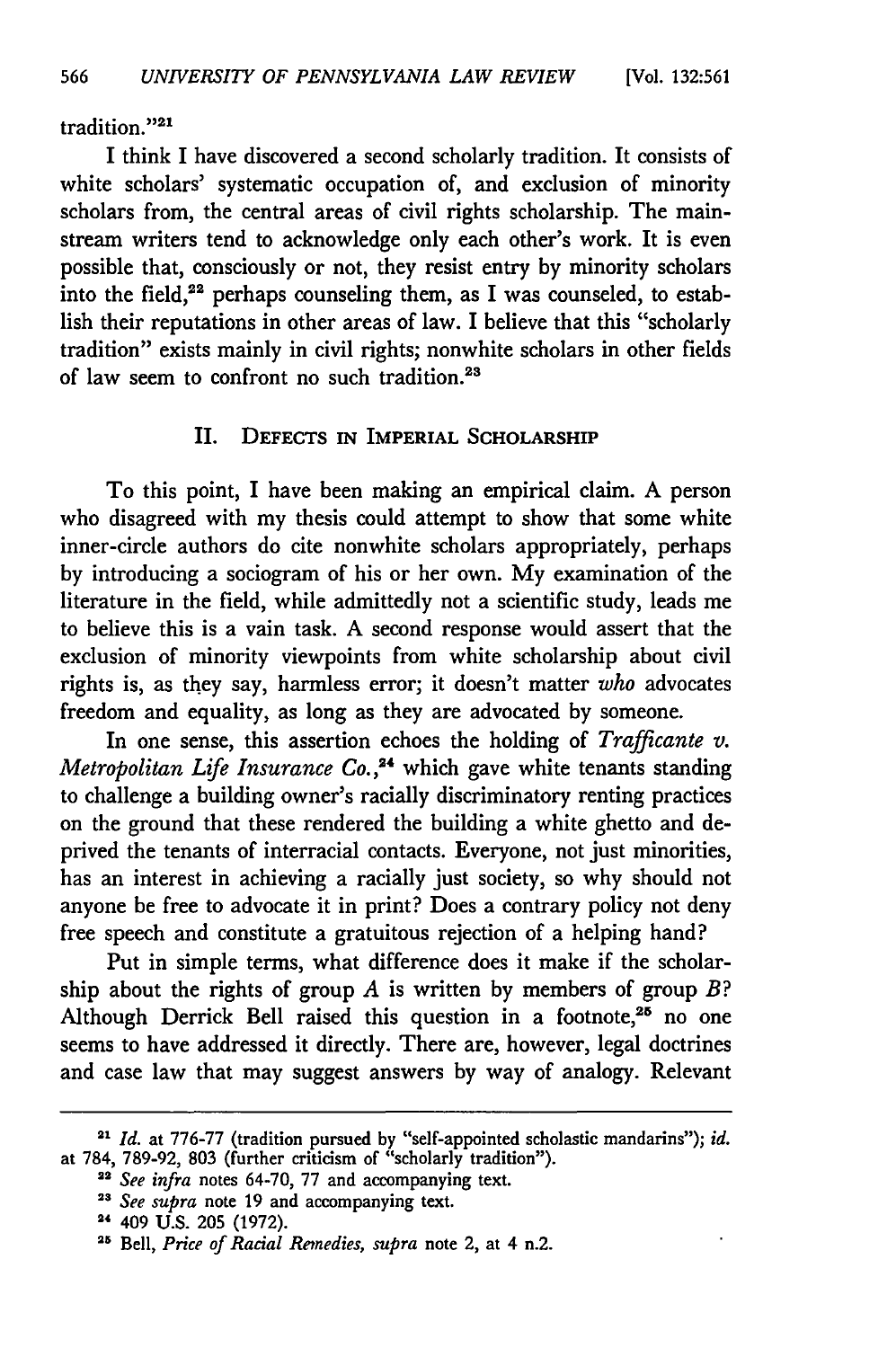tradition."[21]

I think I have discovered a second scholarly tradition. It consists of white scholars' systematic occupation of, and exclusion of minority scholars from, the central areas of civil rights scholarship. The mainstream writers tend to acknowledge only each other's work. It is even possible that, consciously or not, they resist entry by minority scholars into the field,[22] perhaps counseling them, as I was counseled, to establish their reputations in other areas of law. I believe that this "scholarly tradition" exists mainly in civil rights; nonwhite scholars in other fields of law seem to confront no such tradition.[23]

## II. Defects in Imperial Scholarship

To this point, I have been making an empirical claim. A person who disagreed with my thesis could attempt to show that some white inner-circle authors do cite nonwhite scholars appropriately, perhaps by introducing a sociogram of his or her own. My examination of the literature in the field, while admittedly not a scientific study, leads me to believe this is a vain task. A second response would assert that the exclusion of minority viewpoints from white scholarship about civil rights is, as they say, harmless error; it doesn't matter *who* advocates freedom and equality, as long as they are advocated by someone.

In one sense, this assertion echoes the holding of *Trafficante v. Metropolitan Life Insurance Co.*,[24] which gave white tenants standing to challenge a building owner's racially discriminatory renting practices on the ground that these rendered the building a white ghetto and deprived the tenants of interracial contacts. Everyone, not just minorities, has an interest in achieving a racially just society, so why should not anyone be free to advocate it in print? Does a contrary policy not deny free speech and constitute a gratuitous rejection of a helping hand?

Put in simple terms, what difference does it make if the scholarship about the rights of group *A* is written by members of group *B*? Although Derrick Bell raised this question in a footnote,[25] no one seems to have addressed it directly. There are, however, legal doctrines and case law that may suggest answers by way of analogy. Relevant

---

[21] *Id.* at 776-77 (tradition pursued by "self-appointed scholastic mandarins"); *id.* at 784, 789-92, 803 (further criticism of "scholarly tradition").

[22] *See infra* notes 64-70, 77 and accompanying text.

[23] *See supra* note 19 and accompanying text.

[24] 409 U.S. 205 (1972).

[25] Bell, *Price of Racial Remedies*, *supra* note 2, at 4 n.2.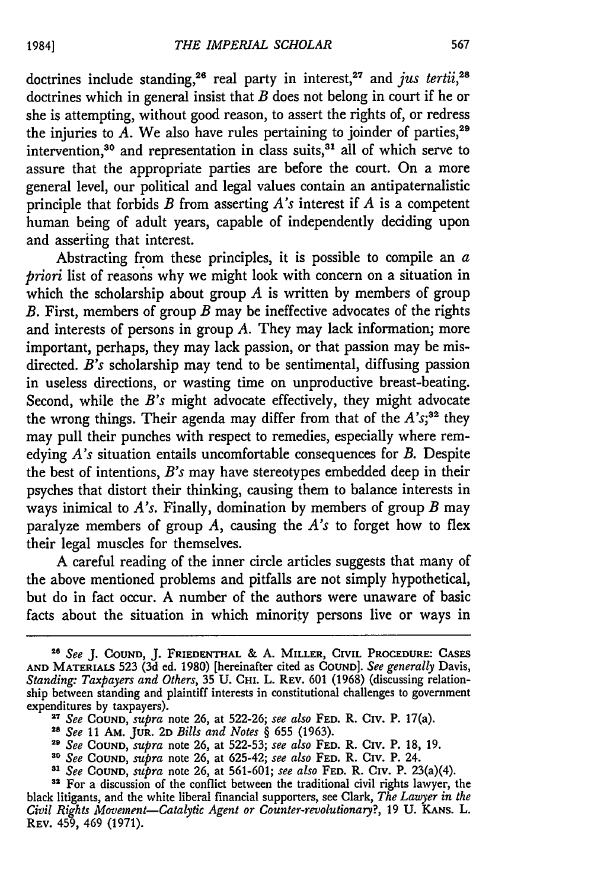doctrines include standing,[26] real party in interest,[27] and *jus tertii*,[28] doctrines which in general insist that *B* does not belong in court if he or she is attempting, without good reason, to assert the rights of, or redress the injuries to *A*. We also have rules pertaining to joinder of parties,[29] intervention,[30] and representation in class suits,[31] all of which serve to assure that the appropriate parties are before the court. On a more general level, our political and legal values contain an antipaternalistic principle that forbids *B* from asserting *A's* interest if *A* is a competent human being of adult years, capable of independently deciding upon and asserting that interest.

Abstracting from these principles, it is possible to compile an *a priori* list of reasons why we might look with concern on a situation in which the scholarship about group *A* is written by members of group *B*. First, members of group *B* may be ineffective advocates of the rights and interests of persons in group *A*. They may lack information; more important, perhaps, they may lack passion, or that passion may be misdirected. *B's* scholarship may tend to be sentimental, diffusing passion in useless directions, or wasting time on unproductive breast-beating. Second, while the *B's* might advocate effectively, they might advocate the wrong things. Their agenda may differ from that of the *A's*;[32] they may pull their punches with respect to remedies, especially where remedying *A's* situation entails uncomfortable consequences for *B*. Despite the best of intentions, *B's* may have stereotypes embedded deep in their psyches that distort their thinking, causing them to balance interests in ways inimical to *A's*. Finally, domination by members of group *B* may paralyze members of group *A*, causing the *A's* to forget how to flex their legal muscles for themselves.

A careful reading of the inner circle articles suggests that many of the above mentioned problems and pitfalls are not simply hypothetical, but do in fact occur. A number of the authors were unaware of basic facts about the situation in which minority persons live or ways in

---

[26] *See* J. COUND, J. FRIEDENTHAL & A. MILLER, CIVIL PROCEDURE: CASES AND MATERIALS 523 (3d ed. 1980) [hereinafter cited as COUND]. *See generally* Davis, *Standing: Taxpayers and Others*, 35 U. CHI. L. REV. 601 (1968) (discussing relationship between standing and plaintiff interests in constitutional challenges to government expenditures by taxpayers).

[27] *See* COUND, *supra* note 26, at 522-26; *see also* FED. R. CIV. P. 17(a).

[28] *See* 11 AM. JUR. 2D *Bills and Notes* § 655 (1963).

[29] *See* COUND, *supra* note 26, at 522-53; *see also* FED. R. CIV. P. 18, 19.

[30] *See* COUND, *supra* note 26, at 625-42; *see also* FED. R. CIV. P. 24.

[31] *See* COUND, *supra* note 26, at 561-601; *see also* FED. R. CIV. P. 23(a)(4).

[32] For a discussion of the conflict between the traditional civil rights lawyer, the black litigants, and the white liberal financial supporters, see Clark, *The Lawyer in the Civil Rights Movement—Catalytic Agent or Counter-revolutionary?*, 19 U. KANS. L. REV. 459, 469 (1971).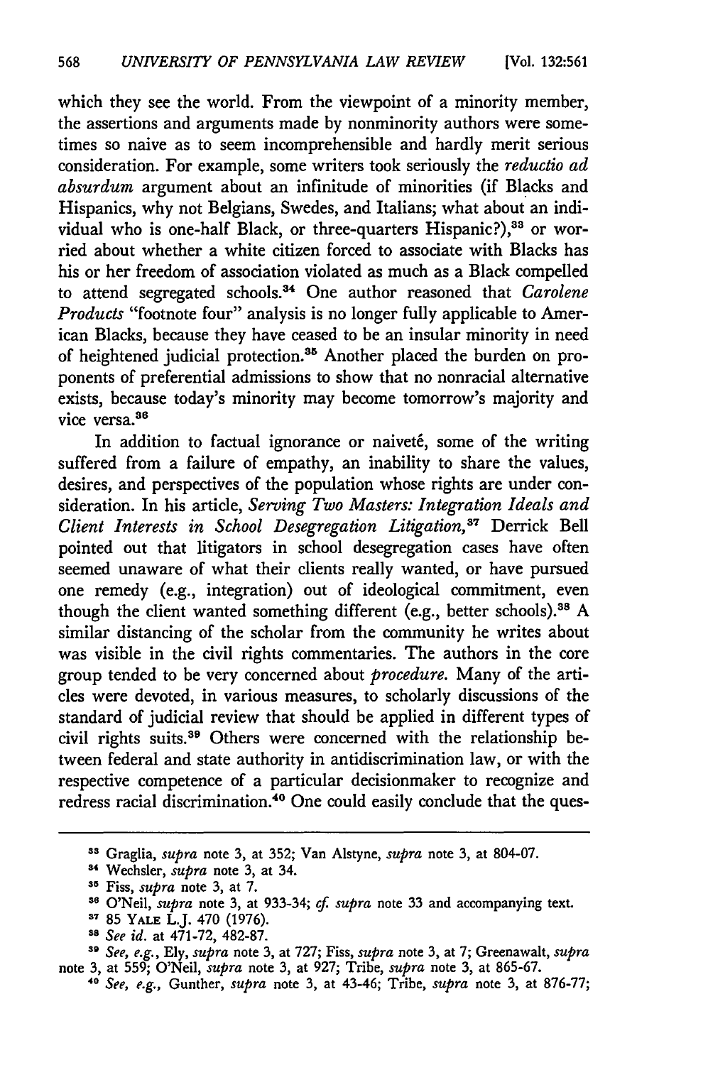which they see the world. From the viewpoint of a minority member, the assertions and arguments made by nonminority authors were sometimes so naive as to seem incomprehensible and hardly merit serious consideration. For example, some writers took seriously the *reductio ad absurdum* argument about an infinitude of minorities (if Blacks and Hispanics, why not Belgians, Swedes, and Italians; what about an individual who is one-half Black, or three-quarters Hispanic?),[33] or worried about whether a white citizen forced to associate with Blacks has his or her freedom of association violated as much as a Black compelled to attend segregated schools.[34] One author reasoned that *Carolene Products* "footnote four" analysis is no longer fully applicable to American Blacks, because they have ceased to be an insular minority in need of heightened judicial protection.[35] Another placed the burden on proponents of preferential admissions to show that no nonracial alternative exists, because today's minority may become tomorrow's majority and vice versa.[36]

In addition to factual ignorance or naiveté, some of the writing suffered from a failure of empathy, an inability to share the values, desires, and perspectives of the population whose rights are under consideration. In his article, *Serving Two Masters: Integration Ideals and Client Interests in School Desegregation Litigation*,[37] Derrick Bell pointed out that litigators in school desegregation cases have often seemed unaware of what their clients really wanted, or have pursued one remedy (e.g., integration) out of ideological commitment, even though the client wanted something different (e.g., better schools).[38] A similar distancing of the scholar from the community he writes about was visible in the civil rights commentaries. The authors in the core group tended to be very concerned about *procedure*. Many of the articles were devoted, in various measures, to scholarly discussions of the standard of judicial review that should be applied in different types of civil rights suits.[39] Others were concerned with the relationship between federal and state authority in antidiscrimination law, or with the respective competence of a particular decisionmaker to recognize and redress racial discrimination.[40] One could easily conclude that the ques-

---

[33] Graglia, *supra* note 3, at 352; Van Alstyne, *supra* note 3, at 804-07.

[34] Wechsler, *supra* note 3, at 34.

[35] Fiss, *supra* note 3, at 7.

[36] O'Neil, *supra* note 3, at 933-34; *cf. supra* note 33 and accompanying text.

[37] 85 YALE L.J. 470 (1976).

[38] *See id.* at 471-72, 482-87.

[39] *See, e.g.*, Ely, *supra* note 3, at 727; Fiss, *supra* note 3, at 7; Greenawalt, *supra* note 3, at 559; O'Neil, *supra* note 3, at 927; Tribe, *supra* note 3, at 865-67.

[40] *See, e.g.*, Gunther, *supra* note 3, at 43-46; Tribe, *supra* note 3, at 876-77;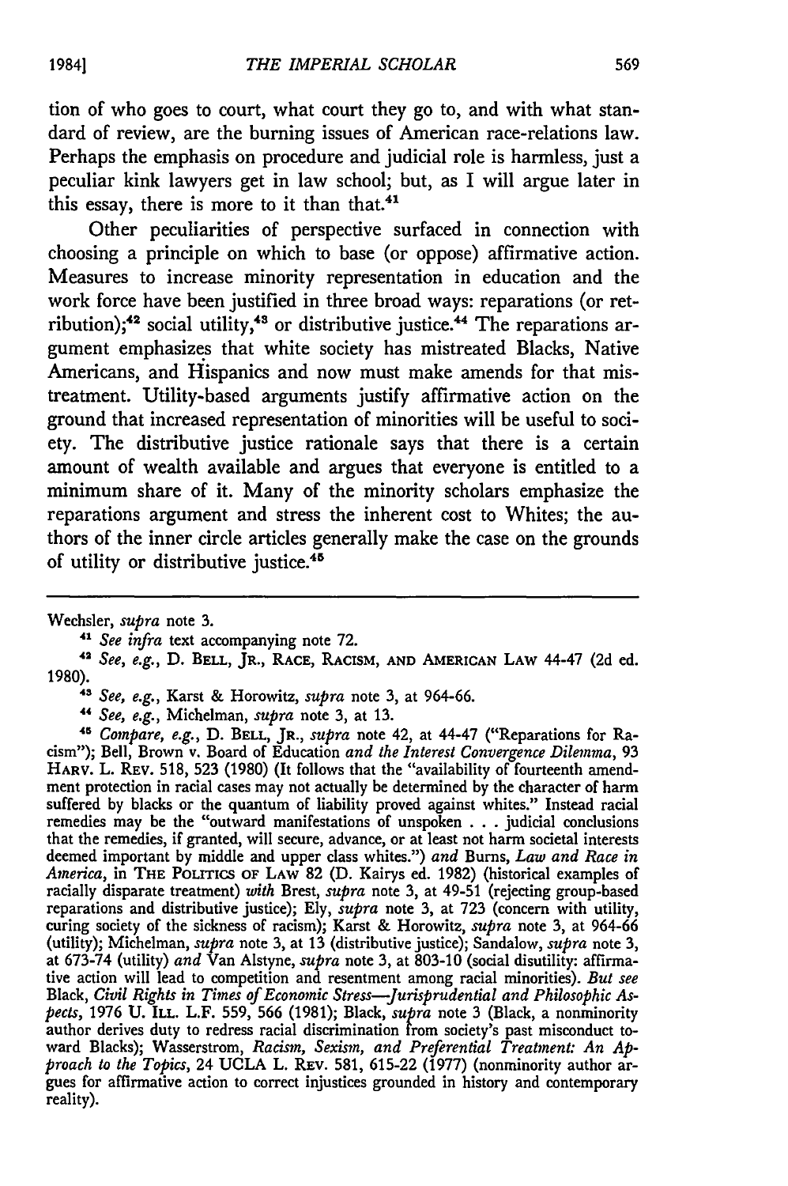tion of who goes to court, what court they go to, and with what standard of review, are the burning issues of American race-relations law. Perhaps the emphasis on procedure and judicial role is harmless, just a peculiar kink lawyers get in law school; but, as I will argue later in this essay, there is more to it than that.[41]

Other peculiarities of perspective surfaced in connection with choosing a principle on which to base (or oppose) affirmative action. Measures to increase minority representation in education and the work force have been justified in three broad ways: reparations (or retribution);[42] social utility,[43] or distributive justice.[44] The reparations argument emphasizes that white society has mistreated Blacks, Native Americans, and Hispanics and now must make amends for that mistreatment. Utility-based arguments justify affirmative action on the ground that increased representation of minorities will be useful to society. The distributive justice rationale says that there is a certain amount of wealth available and argues that everyone is entitled to a minimum share of it. Many of the minority scholars emphasize the reparations argument and stress the inherent cost to Whites; the authors of the inner circle articles generally make the case on the grounds of utility or distributive justice.[45]

---

Wechsler, *supra* note 3.

[41] *See infra* text accompanying note 72.

[42] *See, e.g.*, D. BELL, JR., RACE, RACISM, AND AMERICAN LAW 44-47 (2d ed. 1980).

[43] *See, e.g.*, Karst & Horowitz, *supra* note 3, at 964-66.

[44] *See, e.g.*, Michelman, *supra* note 3, at 13.

[45] *Compare, e.g.*, D. BELL, JR., *supra* note 42, at 44-47 ("Reparations for Racism"); Bell, Brown v. Board of Education *and the Interest Convergence Dilemma*, 93 HARV. L. REV. 518, 523 (1980) (It follows that the "availability of fourteenth amendment protection in racial cases may not actually be determined by the character of harm suffered by blacks or the quantum of liability proved against whites." Instead racial remedies may be the "outward manifestations of unspoken . . . judicial conclusions that the remedies, if granted, will secure, advance, or at least not harm societal interests deemed important by middle and upper class whites.") *and* Burns, *Law and Race in America*, in THE POLITICS OF LAW 82 (D. Kairys ed. 1982) (historical examples of racially disparate treatment) *with* Brest, *supra* note 3, at 49-51 (rejecting group-based reparations and distributive justice); Ely, *supra* note 3, at 723 (concern with utility, curing society of the sickness of racism); Karst & Horowitz, *supra* note 3, at 964-66 (utility); Michelman, *supra* note 3, at 13 (distributive justice); Sandalow, *supra* note 3, at 673-74 (utility) *and* Van Alstyne, *supra* note 3, at 803-10 (social disutility: affirmative action will lead to competition and resentment among racial minorities). *But see* Black, *Civil Rights in Times of Economic Stress—Jurisprudential and Philosophic Aspects*, 1976 U. ILL. L.F. 559, 566 (1981); Black, *supra* note 3 (Black, a nonminority author derives duty to redress racial discrimination from society's past misconduct toward Blacks); Wasserstrom, *Racism, Sexism, and Preferential Treatment: An Approach to the Topics*, 24 UCLA L. REV. 581, 615-22 (1977) (nonminority author argues for affirmative action to correct injustices grounded in history and contemporary reality).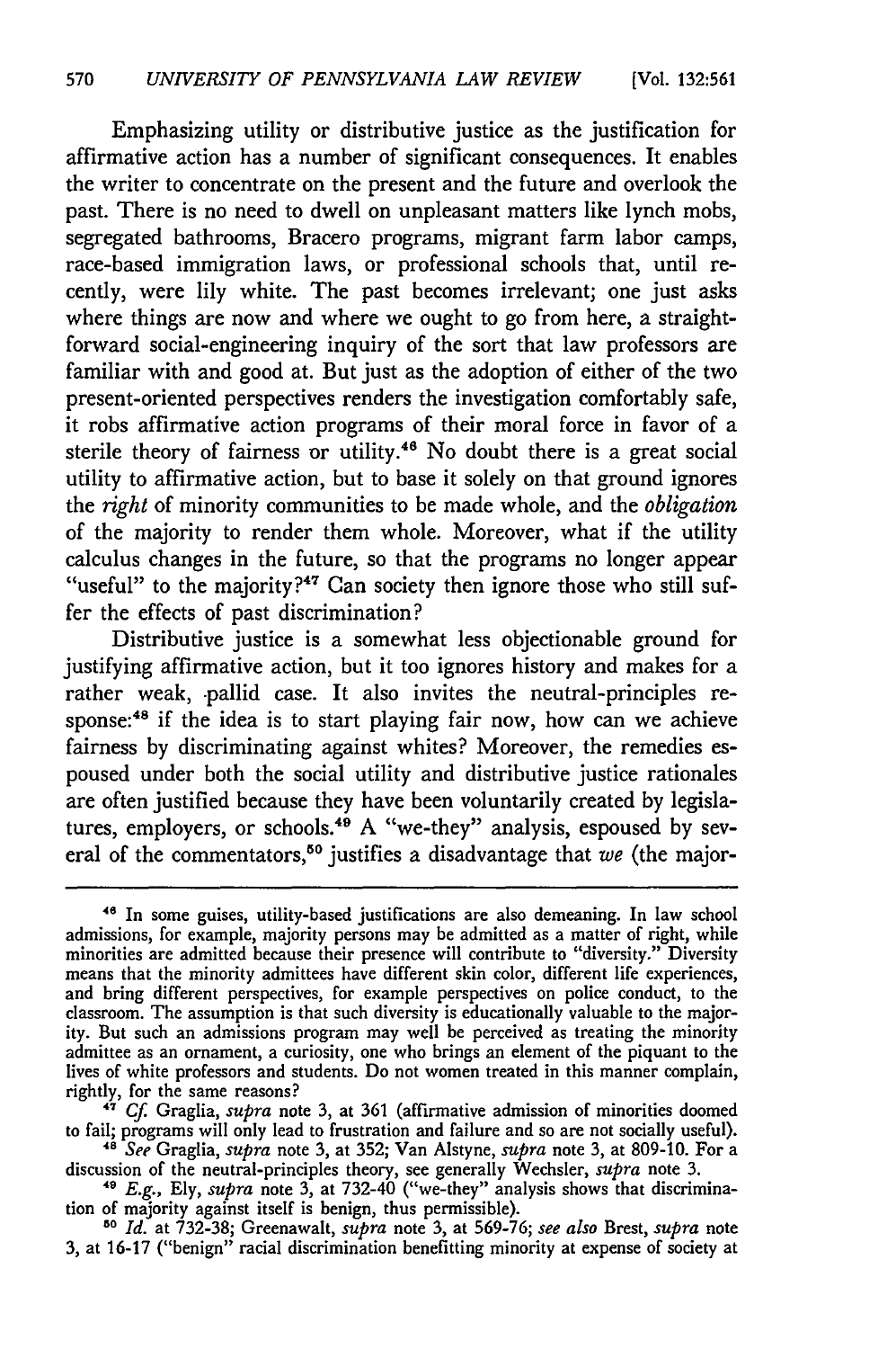Emphasizing utility or distributive justice as the justification for affirmative action has a number of significant consequences. It enables the writer to concentrate on the present and the future and overlook the past. There is no need to dwell on unpleasant matters like lynch mobs, segregated bathrooms, Bracero programs, migrant farm labor camps, race-based immigration laws, or professional schools that, until recently, were lily white. The past becomes irrelevant; one just asks where things are now and where we ought to go from here, a straightforward social-engineering inquiry of the sort that law professors are familiar with and good at. But just as the adoption of either of the two present-oriented perspectives renders the investigation comfortably safe, it robs affirmative action programs of their moral force in favor of a sterile theory of fairness or utility.[46] No doubt there is a great social utility to affirmative action, but to base it solely on that ground ignores the *right* of minority communities to be made whole, and the *obligation* of the majority to render them whole. Moreover, what if the utility calculus changes in the future, so that the programs no longer appear "useful" to the majority?[47] Can society then ignore those who still suffer the effects of past discrimination?

Distributive justice is a somewhat less objectionable ground for justifying affirmative action, but it too ignores history and makes for a rather weak, pallid case. It also invites the neutral-principles response:[48] if the idea is to start playing fair now, how can we achieve fairness by discriminating against whites? Moreover, the remedies espoused under both the social utility and distributive justice rationales are often justified because they have been voluntarily created by legislatures, employers, or schools.[49] A "we-they" analysis, espoused by several of the commentators,[50] justifies a disadvantage that *we* (the major-

---

[46] In some guises, utility-based justifications are also demeaning. In law school admissions, for example, majority persons may be admitted as a matter of right, while minorities are admitted because their presence will contribute to "diversity." Diversity means that the minority admittees have different skin color, different life experiences, and bring different perspectives, for example perspectives on police conduct, to the classroom. The assumption is that such diversity is educationally valuable to the majority. But such an admissions program may well be perceived as treating the minority admittee as an ornament, a curiosity, one who brings an element of the piquant to the lives of white professors and students. Do not women treated in this manner complain, rightly, for the same reasons?

[47] *Cf.* Graglia, *supra* note 3, at 361 (affirmative admission of minorities doomed to fail; programs will only lead to frustration and failure and so are not socially useful).

[48] *See* Graglia, *supra* note 3, at 352; Van Alstyne, *supra* note 3, at 809-10. For a discussion of the neutral-principles theory, see generally Wechsler, *supra* note 3.

[49] *E.g.*, Ely, *supra* note 3, at 732-40 ("we-they" analysis shows that discrimination of majority against itself is benign, thus permissible).

[50] *Id.* at 732-38; Greenawalt, *supra* note 3, at 569-76; *see also* Brest, *supra* note 3, at 16-17 ("benign" racial discrimination benefitting minority at expense of society at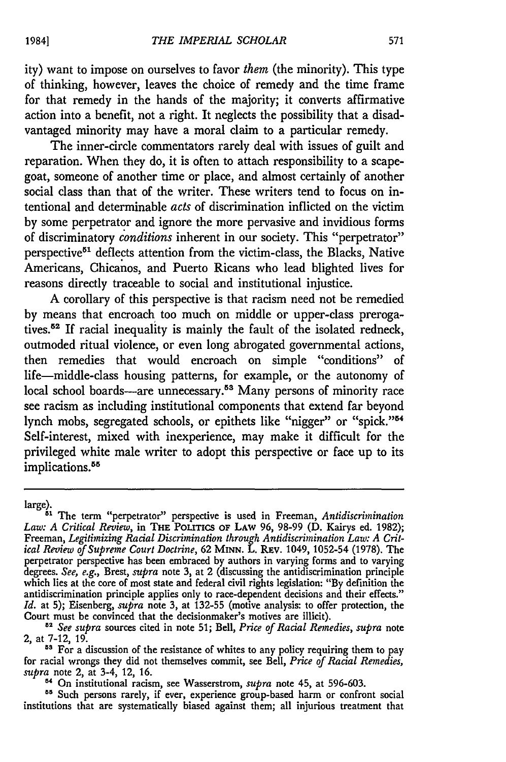ity) want to impose on ourselves to favor *them* (the minority). This type of thinking, however, leaves the choice of remedy and the time frame for that remedy in the hands of the majority; it converts affirmative action into a benefit, not a right. It neglects the possibility that a disadvantaged minority may have a moral claim to a particular remedy.

The inner-circle commentators rarely deal with issues of guilt and reparation. When they do, it is often to attach responsibility to a scapegoat, someone of another time or place, and almost certainly of another social class than that of the writer. These writers tend to focus on intentional and determinable *acts* of discrimination inflicted on the victim by some perpetrator and ignore the more pervasive and invidious forms of discriminatory *conditions* inherent in our society. This "perpetrator" perspective[51] deflects attention from the victim-class, the Blacks, Native Americans, Chicanos, and Puerto Ricans who lead blighted lives for reasons directly traceable to social and institutional injustice.

A corollary of this perspective is that racism need not be remedied by means that encroach too much on middle or upper-class prerogatives.[52] If racial inequality is mainly the fault of the isolated redneck, outmoded ritual violence, or even long abrogated governmental actions, then remedies that would encroach on simple "conditions" of life—middle-class housing patterns, for example, or the autonomy of local school boards—are unnecessary.[53] Many persons of minority race see racism as including institutional components that extend far beyond lynch mobs, segregated schools, or epithets like "nigger" or "spick."[54] Self-interest, mixed with inexperience, may make it difficult for the privileged white male writer to adopt this perspective or face up to its implications.[55]

---

large).

[51] The term "perpetrator" perspective is used in Freeman, *Antidiscrimination Law: A Critical Review*, in THE POLITICS OF LAW 96, 98-99 (D. Kairys ed. 1982); Freeman, *Legitimizing Racial Discrimination through Antidiscrimination Law: A Critical Review of Supreme Court Doctrine*, 62 MINN. L. REV. 1049, 1052-54 (1978). The perpetrator perspective has been embraced by authors in varying forms and to varying degrees. *See, e.g.*, Brest, *supra* note 3, at 2 (discussing the antidiscrimination principle which lies at the core of most state and federal civil rights legislation: "By definition the antidiscrimination principle applies only to race-dependent decisions and their effects." *Id.* at 5); Eisenberg, *supra* note 3, at 132-55 (motive analysis: to offer protection, the Court must be convinced that the decisionmaker's motives are illicit).

[52] *See supra* sources cited in note 51; Bell, *Price of Racial Remedies*, *supra* note 2, at 7-12, 19.

[53] For a discussion of the resistance of whites to any policy requiring them to pay for racial wrongs they did not themselves commit, see Bell, *Price of Racial Remedies*, *supra* note 2, at 3-4, 12, 16.

[54] On institutional racism, see Wasserstrom, *supra* note 45, at 596-603.

[55] Such persons rarely, if ever, experience group-based harm or confront social institutions that are systematically biased against them; all injurious treatment that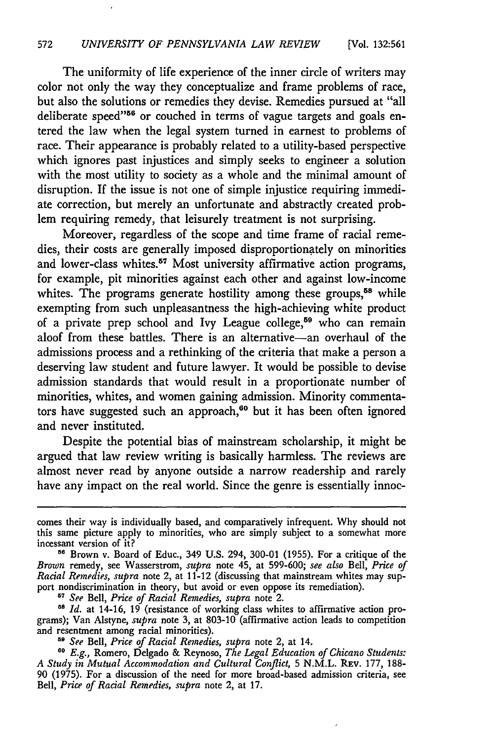The uniformity of life experience of the inner circle of writers may color not only the way they conceptualize and frame problems of race, but also the solutions or remedies they devise. Remedies pursued at "all deliberate speed"[56] or couched in terms of vague targets and goals entered the law when the legal system turned in earnest to problems of race. Their appearance is probably related to a utility-based perspective which ignores past injustices and simply seeks to engineer a solution with the most utility to society as a whole and the minimal amount of disruption. If the issue is not one of simple injustice requiring immediate correction, but merely an unfortunate and abstractly created problem requiring remedy, that leisurely treatment is not surprising.

Moreover, regardless of the scope and time frame of racial remedies, their costs are generally imposed disproportionately on minorities and lower-class whites.[57] Most university affirmative action programs, for example, pit minorities against each other and against low-income whites. The programs generate hostility among these groups,[58] while exempting from such unpleasantness the high-achieving white product of a private prep school and Ivy League college,[59] who can remain aloof from these battles. There is an alternative—an overhaul of the admissions process and a rethinking of the criteria that make a person a deserving law student and future lawyer. It would be possible to devise admission standards that would result in a proportionate number of minorities, whites, and women gaining admission. Minority commentators have suggested such an approach,[60] but it has been often ignored and never instituted.

Despite the potential bias of mainstream scholarship, it might be argued that law review writing is basically harmless. The reviews are almost never read by anyone outside a narrow readership and rarely have any impact on the real world. Since the genre is essentially innoc-

---

comes their way is individually based, and comparatively infrequent. Why should not this same picture apply to minorities, who are simply subject to a somewhat more incessant version of it?

[56] Brown v. Board of Educ., 349 U.S. 294, 300-01 (1955). For a critique of the *Brown* remedy, see Wasserstrom, *supra* note 45, at 599-600; *see also* Bell, *Price of Racial Remedies*, *supra* note 2, at 11-12 (discussing that mainstream whites may support nondiscrimination in theory, but avoid or even oppose its remediation).

[57] *See* Bell, *Price of Racial Remedies*, *supra* note 2.

[58] *Id.* at 14-16, 19 (resistance of working class whites to affirmative action programs); Van Alstyne, *supra* note 3, at 803-10 (affirmative action leads to competition and resentment among racial minorities).

[59] *See* Bell, *Price of Racial Remedies*, *supra* note 2, at 14.

[60] *E.g.*, Romero, Delgado & Reynoso, *The Legal Education of Chicano Students: A Study in Mutual Accommodation and Cultural Conflict*, 5 N.M.L. Rev. 177, 188-90 (1975). For a discussion of the need for more broad-based admission criteria, see Bell, *Price of Racial Remedies*, *supra* note 2, at 17.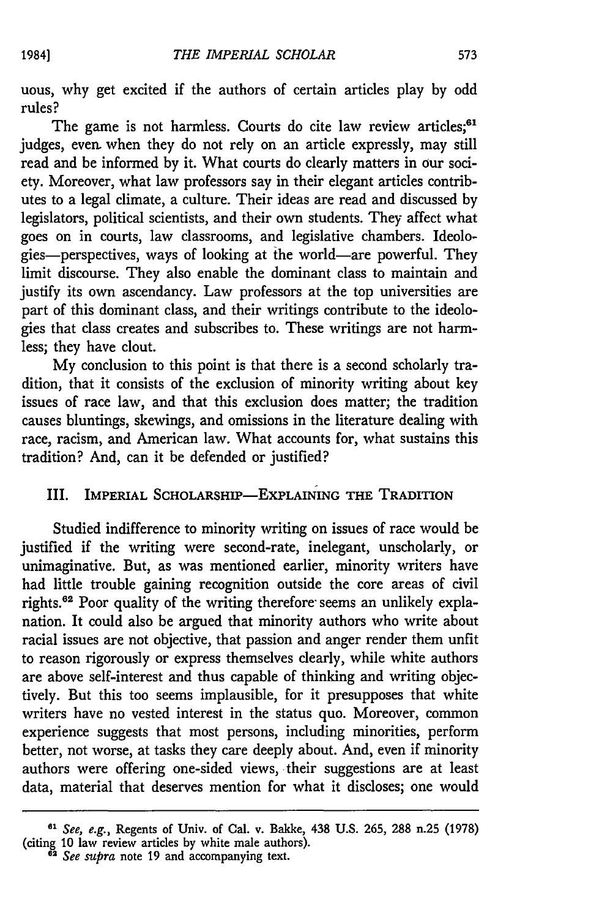uous, why get excited if the authors of certain articles play by odd rules?

The game is not harmless. Courts do cite law review articles;[61] judges, even when they do not rely on an article expressly, may still read and be informed by it. What courts do clearly matters in our society. Moreover, what law professors say in their elegant articles contributes to a legal climate, a culture. Their ideas are read and discussed by legislators, political scientists, and their own students. They affect what goes on in courts, law classrooms, and legislative chambers. Ideologies—perspectives, ways of looking at the world—are powerful. They limit discourse. They also enable the dominant class to maintain and justify its own ascendancy. Law professors at the top universities are part of this dominant class, and their writings contribute to the ideologies that class creates and subscribes to. These writings are not harmless; they have clout.

My conclusion to this point is that there is a second scholarly tradition, that it consists of the exclusion of minority writing about key issues of race law, and that this exclusion does matter; the tradition causes bluntings, skewings, and omissions in the literature dealing with race, racism, and American law. What accounts for, what sustains this tradition? And, can it be defended or justified?

## III. Imperial Scholarship—Explaining the Tradition

Studied indifference to minority writing on issues of race would be justified if the writing were second-rate, inelegant, unscholarly, or unimaginative. But, as was mentioned earlier, minority writers have had little trouble gaining recognition outside the core areas of civil rights.[62] Poor quality of the writing therefore seems an unlikely explanation. It could also be argued that minority authors who write about racial issues are not objective, that passion and anger render them unfit to reason rigorously or express themselves clearly, while white authors are above self-interest and thus capable of thinking and writing objectively. But this too seems implausible, for it presupposes that white writers have no vested interest in the status quo. Moreover, common experience suggests that most persons, including minorities, perform better, not worse, at tasks they care deeply about. And, even if minority authors were offering one-sided views, their suggestions are at least data, material that deserves mention for what it discloses; one would

---

[61] *See, e.g.*, Regents of Univ. of Cal. v. Bakke, 438 U.S. 265, 288 n.25 (1978) (citing 10 law review articles by white male authors).

[62] *See supra* note 19 and accompanying text.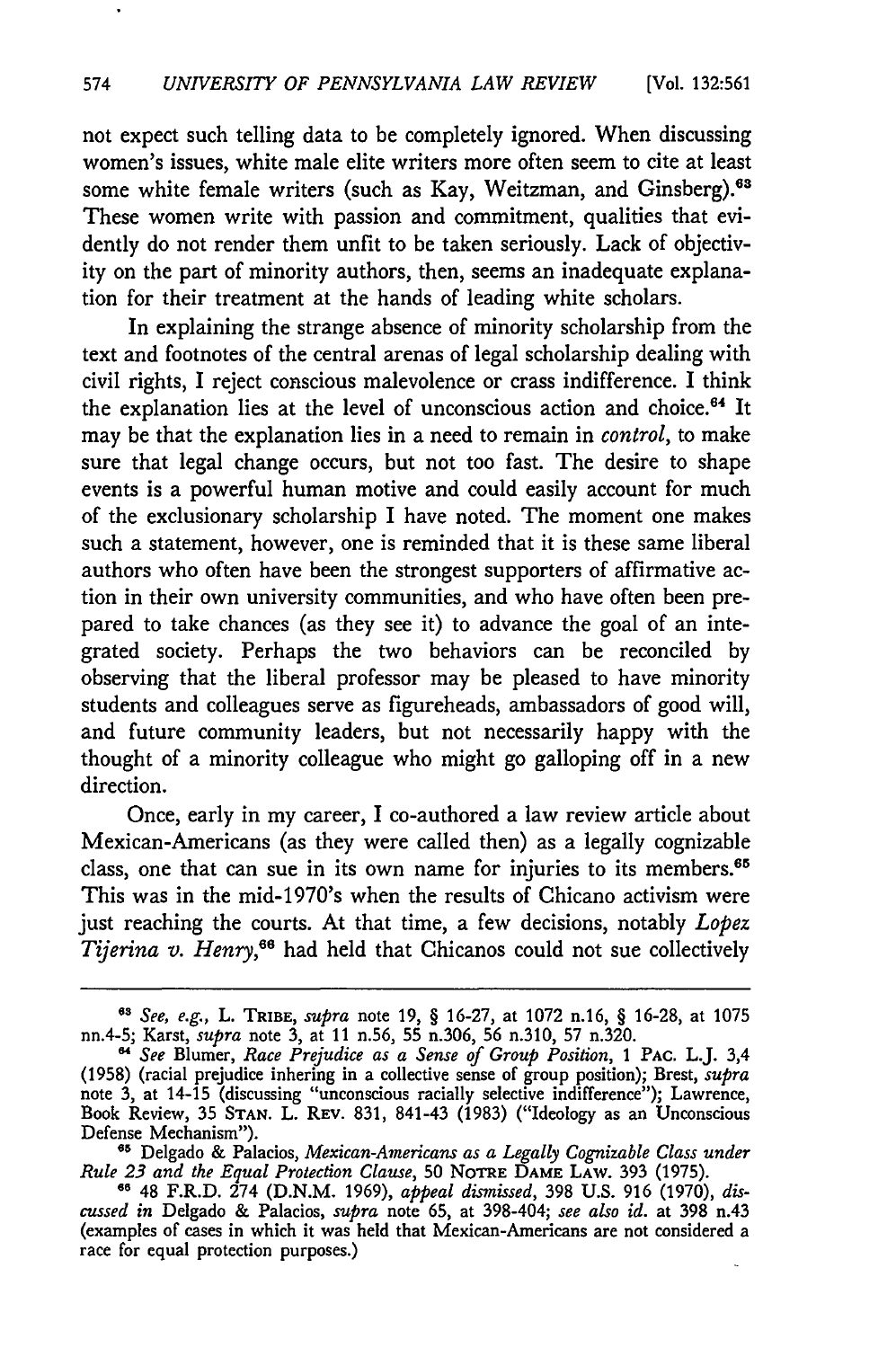not expect such telling data to be completely ignored. When discussing women's issues, white male elite writers more often seem to cite at least some white female writers (such as Kay, Weitzman, and Ginsberg).[63] These women write with passion and commitment, qualities that evidently do not render them unfit to be taken seriously. Lack of objectivity on the part of minority authors, then, seems an inadequate explanation for their treatment at the hands of leading white scholars.

In explaining the strange absence of minority scholarship from the text and footnotes of the central arenas of legal scholarship dealing with civil rights, I reject conscious malevolence or crass indifference. I think the explanation lies at the level of unconscious action and choice.[64] It may be that the explanation lies in a need to remain in *control*, to make sure that legal change occurs, but not too fast. The desire to shape events is a powerful human motive and could easily account for much of the exclusionary scholarship I have noted. The moment one makes such a statement, however, one is reminded that it is these same liberal authors who often have been the strongest supporters of affirmative action in their own university communities, and who have often been prepared to take chances (as they see it) to advance the goal of an integrated society. Perhaps the two behaviors can be reconciled by observing that the liberal professor may be pleased to have minority students and colleagues serve as figureheads, ambassadors of good will, and future community leaders, but not necessarily happy with the thought of a minority colleague who might go galloping off in a new direction.

Once, early in my career, I co-authored a law review article about Mexican-Americans (as they were called then) as a legally cognizable class, one that can sue in its own name for injuries to its members.[65] This was in the mid-1970's when the results of Chicano activism were just reaching the courts. At that time, a few decisions, notably *Lopez Tijerina v. Henry*,[66] had held that Chicanos could not sue collectively

---

[63] *See, e.g.*, L. TRIBE, *supra* note 19, § 16-27, at 1072 n.16, § 16-28, at 1075 nn.4-5; Karst, *supra* note 3, at 11 n.56, 55 n.306, 56 n.310, 57 n.320.

[64] *See* Blumer, *Race Prejudice as a Sense of Group Position*, 1 PAC. L.J. 3,4 (1958) (racial prejudice inhering in a collective sense of group position); Brest, *supra* note 3, at 14-15 (discussing "unconscious racially selective indifference"); Lawrence, Book Review, 35 STAN. L. REV. 831, 841-43 (1983) ("Ideology as an Unconscious Defense Mechanism").

[65] Delgado & Palacios, *Mexican-Americans as a Legally Cognizable Class under Rule 23 and the Equal Protection Clause*, 50 NOTRE DAME LAW. 393 (1975).

[66] 48 F.R.D. 274 (D.N.M. 1969), *appeal dismissed*, 398 U.S. 916 (1970), *discussed in* Delgado & Palacios, *supra* note 65, at 398-404; *see also id.* at 398 n.43 (examples of cases in which it was held that Mexican-Americans are not considered a race for equal protection purposes.)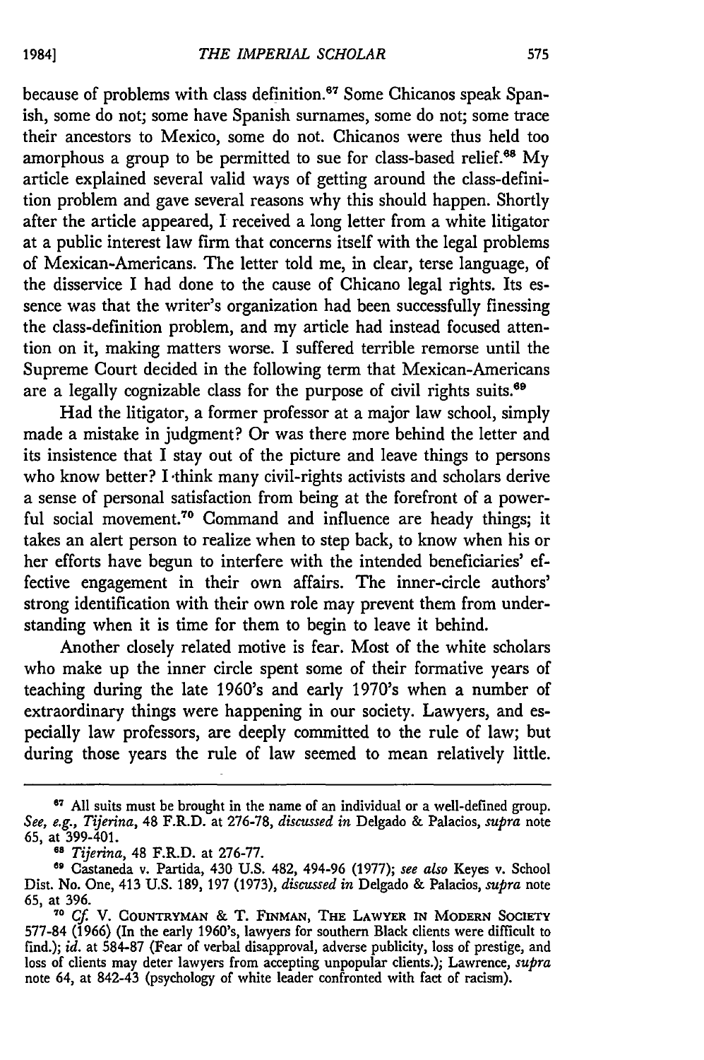because of problems with class definition.[67] Some Chicanos speak Spanish, some do not; some have Spanish surnames, some do not; some trace their ancestors to Mexico, some do not. Chicanos were thus held too amorphous a group to be permitted to sue for class-based relief.[68] My article explained several valid ways of getting around the class-definition problem and gave several reasons why this should happen. Shortly after the article appeared, I received a long letter from a white litigator at a public interest law firm that concerns itself with the legal problems of Mexican-Americans. The letter told me, in clear, terse language, of the disservice I had done to the cause of Chicano legal rights. Its essence was that the writer's organization had been successfully finessing the class-definition problem, and my article had instead focused attention on it, making matters worse. I suffered terrible remorse until the Supreme Court decided in the following term that Mexican-Americans are a legally cognizable class for the purpose of civil rights suits.[69]

Had the litigator, a former professor at a major law school, simply made a mistake in judgment? Or was there more behind the letter and its insistence that I stay out of the picture and leave things to persons who know better? I think many civil-rights activists and scholars derive a sense of personal satisfaction from being at the forefront of a powerful social movement.[70] Command and influence are heady things; it takes an alert person to realize when to step back, to know when his or her efforts have begun to interfere with the intended beneficiaries' effective engagement in their own affairs. The inner-circle authors' strong identification with their own role may prevent them from understanding when it is time for them to begin to leave it behind.

Another closely related motive is fear. Most of the white scholars who make up the inner circle spent some of their formative years of teaching during the late 1960's and early 1970's when a number of extraordinary things were happening in our society. Lawyers, and especially law professors, are deeply committed to the rule of law; but during those years the rule of law seemed to mean relatively little.

---

[67] All suits must be brought in the name of an individual or a well-defined group. *See, e.g., Tijerina*, 48 F.R.D. at 276-78, *discussed in* Delgado & Palacios, *supra* note 65, at 399-401.

[68] *Tijerina*, 48 F.R.D. at 276-77.

[69] Castaneda v. Partida, 430 U.S. 482, 494-96 (1977); *see also* Keyes v. School Dist. No. One, 413 U.S. 189, 197 (1973), *discussed in* Delgado & Palacios, *supra* note 65, at 396.

[70] *Cf.* V. COUNTRYMAN & T. FINMAN, THE LAWYER IN MODERN SOCIETY 577-84 (1966) (In the early 1960's, lawyers for southern Black clients were difficult to find.); *id.* at 584-87 (Fear of verbal disapproval, adverse publicity, loss of prestige, and loss of clients may deter lawyers from accepting unpopular clients.); Lawrence, *supra* note 64, at 842-43 (psychology of white leader confronted with fact of racism).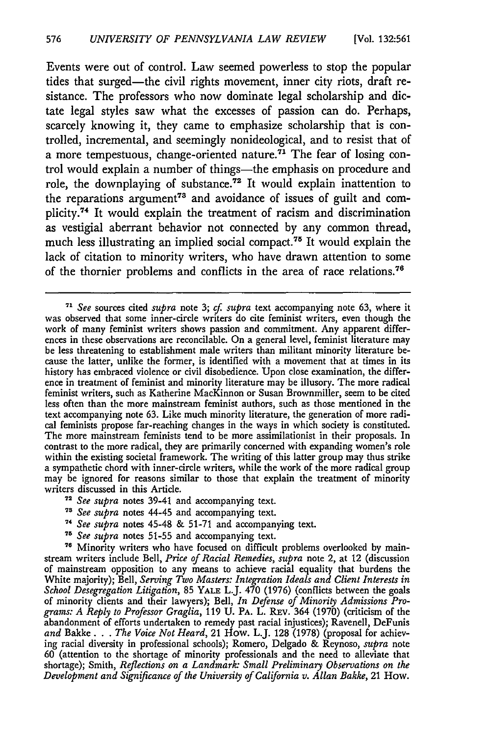Events were out of control. Law seemed powerless to stop the popular tides that surged—the civil rights movement, inner city riots, draft resistance. The professors who now dominate legal scholarship and dictate legal styles saw what the excesses of passion can do. Perhaps, scarcely knowing it, they came to emphasize scholarship that is controlled, incremental, and seemingly nonideological, and to resist that of a more tempestuous, change-oriented nature.[71] The fear of losing control would explain a number of things—the emphasis on procedure and role, the downplaying of substance.[72] It would explain inattention to the reparations argument[73] and avoidance of issues of guilt and complicity.[74] It would explain the treatment of racism and discrimination as vestigial aberrant behavior not connected by any common thread, much less illustrating an implied social compact.[75] It would explain the lack of citation to minority writers, who have drawn attention to some of the thornier problems and conflicts in the area of race relations.[76]

---

[71] *See* sources cited *supra* note 3; *cf. supra* text accompanying note 63, where it was observed that some inner-circle writers do cite feminist writers, even though the work of many feminist writers shows passion and commitment. Any apparent differences in these observations are reconcilable. On a general level, feminist literature may be less threatening to establishment male writers than militant minority literature because the latter, unlike the former, is identified with a movement that at times in its history has embraced violence or civil disobedience. Upon close examination, the difference in treatment of feminist and minority literature may be illusory. The more radical feminist writers, such as Katherine MacKinnon or Susan Brownmiller, seem to be cited less often than the more mainstream feminist authors, such as those mentioned in the text accompanying note 63. Like much minority literature, the generation of more radical feminists propose far-reaching changes in the ways in which society is constituted. The more mainstream feminists tend to be more assimilationist in their proposals. In contrast to the more radical, they are primarily concerned with expanding women's role within the existing societal framework. The writing of this latter group may thus strike a sympathetic chord with inner-circle writers, while the work of the more radical group may be ignored for reasons similar to those that explain the treatment of minority writers discussed in this Article.

[72] *See supra* notes 39-41 and accompanying text.

[73] *See supra* notes 44-45 and accompanying text.

[74] *See supra* notes 45-48 & 51-71 and accompanying text.

[75] *See supra* notes 51-55 and accompanying text.

[76] Minority writers who have focused on difficult problems overlooked by mainstream writers include Bell, *Price of Racial Remedies*, *supra* note 2, at 12 (discussion of mainstream opposition to any means to achieve racial equality that burdens the White majority); Bell, *Serving Two Masters: Integration Ideals and Client Interests in School Desegregation Litigation*, 85 YALE L.J. 470 (1976) (conflicts between the goals of minority clients and their lawyers); Bell, *In Defense of Minority Admissions Programs: A Reply to Professor Graglia*, 119 U. PA. L. REV. 364 (1970) (criticism of the abandonment of efforts undertaken to remedy past racial injustices); Ravenell, DeFunis *and* Bakke . . . *The Voice Not Heard*, 21 HOW. L.J. 128 (1978) (proposal for achieving racial diversity in professional schools); Romero, Delgado & Reynoso, *supra* note 60 (attention to the shortage of minority professionals and the need to alleviate that shortage); Smith, *Reflections on a Landmark: Small Preliminary Observations on the Development and Significance of the University of California v. Allan Bakke*, 21 HOW.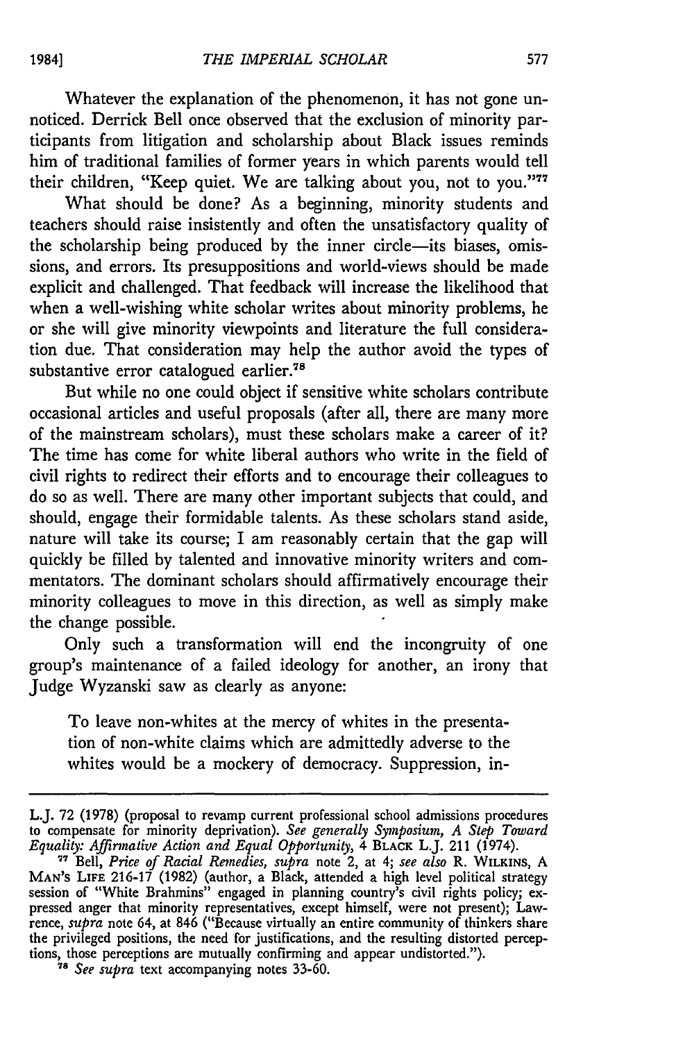Whatever the explanation of the phenomenon, it has not gone unnoticed. Derrick Bell once observed that the exclusion of minority participants from litigation and scholarship about Black issues reminds him of traditional families of former years in which parents would tell their children, "Keep quiet. We are talking about you, not to you."[77]

What should be done? As a beginning, minority students and teachers should raise insistently and often the unsatisfactory quality of the scholarship being produced by the inner circle—its biases, omissions, and errors. Its presuppositions and world-views should be made explicit and challenged. That feedback will increase the likelihood that when a well-wishing white scholar writes about minority problems, he or she will give minority viewpoints and literature the full consideration due. That consideration may help the author avoid the types of substantive error catalogued earlier.[78]

But while no one could object if sensitive white scholars contribute occasional articles and useful proposals (after all, there are many more of the mainstream scholars), must these scholars make a career of it? The time has come for white liberal authors who write in the field of civil rights to redirect their efforts and to encourage their colleagues to do so as well. There are many other important subjects that could, and should, engage their formidable talents. As these scholars stand aside, nature will take its course; I am reasonably certain that the gap will quickly be filled by talented and innovative minority writers and commentators. The dominant scholars should affirmatively encourage their minority colleagues to move in this direction, as well as simply make the change possible.

Only such a transformation will end the incongruity of one group's maintenance of a failed ideology for another, an irony that Judge Wyzanski saw as clearly as anyone:

> To leave non-whites at the mercy of whites in the presentation of non-white claims which are admittedly adverse to the whites would be a mockery of democracy. Suppression, in-

---

L.J. 72 (1978) (proposal to revamp current professional school admissions procedures to compensate for minority deprivation). *See generally Symposium, A Step Toward Equality: Affirmative Action and Equal Opportunity*, 4 BLACK L.J. 211 (1974).

[77] Bell, *Price of Racial Remedies*, *supra* note 2, at 4; *see also* R. WILKINS, A MAN'S LIFE 216-17 (1982) (author, a Black, attended a high level political strategy session of "White Brahmins" engaged in planning country's civil rights policy; expressed anger that minority representatives, except himself, were not present); Lawrence, *supra* note 64, at 846 ("Because virtually an entire community of thinkers share the privileged positions, the need for justifications, and the resulting distorted perceptions, those perceptions are mutually confirming and appear undistorted.").

[78] *See supra* text accompanying notes 33-60.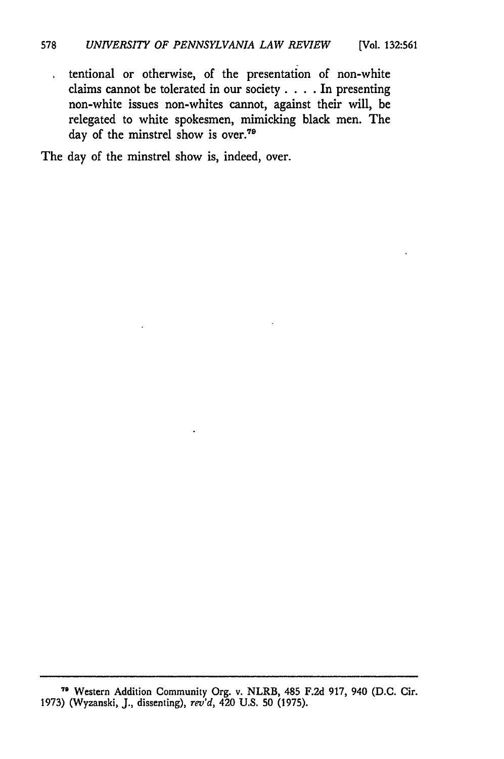> tentional or otherwise, of the presentation of non-white claims cannot be tolerated in our society . . . . In presenting non-white issues non-whites cannot, against their will, be relegated to white spokesmen, mimicking black men. The day of the minstrel show is over.[79]

The day of the minstrel show is, indeed, over.

---

[79] Western Addition Community Org. v. NLRB, 485 F.2d 917, 940 (D.C. Cir. 1973) (Wyzanski, J., dissenting), *rev'd*, 420 U.S. 50 (1975).